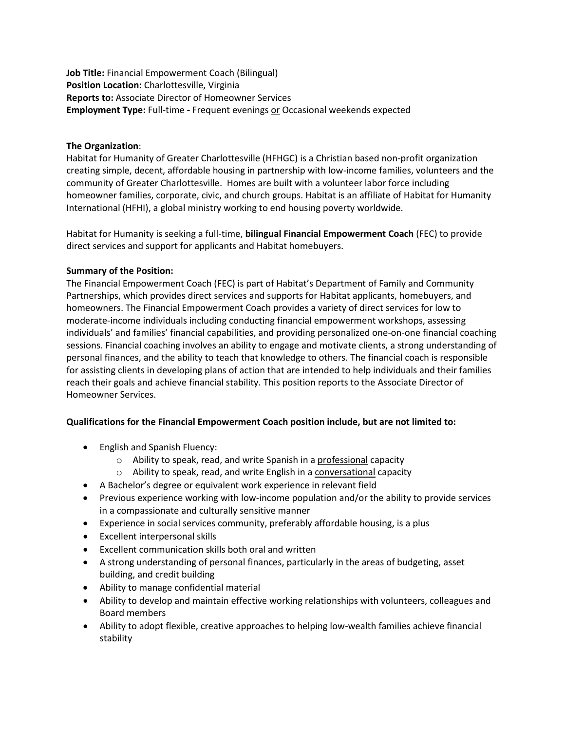**Job Title:** Financial Empowerment Coach (Bilingual)
**Position Location:** Charlottesville, Virginia
**Reports to:** Associate Director of Homeowner Services
**Employment Type:** Full-time **-** Frequent evenings <u>or</u> Occasional weekends expected

**The Organization**:
Habitat for Humanity of Greater Charlottesville (HFHGC) is a Christian based non-profit organization creating simple, decent, affordable housing in partnership with low-income families, volunteers and the community of Greater Charlottesville. Homes are built with a volunteer labor force including homeowner families, corporate, civic, and church groups. Habitat is an affiliate of Habitat for Humanity International (HFHI), a global ministry working to end housing poverty worldwide.

Habitat for Humanity is seeking a full-time, **bilingual Financial Empowerment Coach** (FEC) to provide direct services and support for applicants and Habitat homebuyers.

**Summary of the Position:**
The Financial Empowerment Coach (FEC) is part of Habitat's Department of Family and Community Partnerships, which provides direct services and supports for Habitat applicants, homebuyers, and homeowners. The Financial Empowerment Coach provides a variety of direct services for low to moderate-income individuals including conducting financial empowerment workshops, assessing individuals' and families' financial capabilities, and providing personalized one-on-one financial coaching sessions. Financial coaching involves an ability to engage and motivate clients, a strong understanding of personal finances, and the ability to teach that knowledge to others. The financial coach is responsible for assisting clients in developing plans of action that are intended to help individuals and their families reach their goals and achieve financial stability. This position reports to the Associate Director of Homeowner Services.

**Qualifications for the Financial Empowerment Coach position include, but are not limited to:**

- English and Spanish Fluency:
    - Ability to speak, read, and write Spanish in a <u>professional</u> capacity
    - Ability to speak, read, and write English in a <u>conversational</u> capacity
- A Bachelor's degree or equivalent work experience in relevant field
- Previous experience working with low-income population and/or the ability to provide services in a compassionate and culturally sensitive manner
- Experience in social services community, preferably affordable housing, is a plus
- Excellent interpersonal skills
- Excellent communication skills both oral and written
- A strong understanding of personal finances, particularly in the areas of budgeting, asset building, and credit building
- Ability to manage confidential material
- Ability to develop and maintain effective working relationships with volunteers, colleagues and Board members
- Ability to adopt flexible, creative approaches to helping low-wealth families achieve financial stability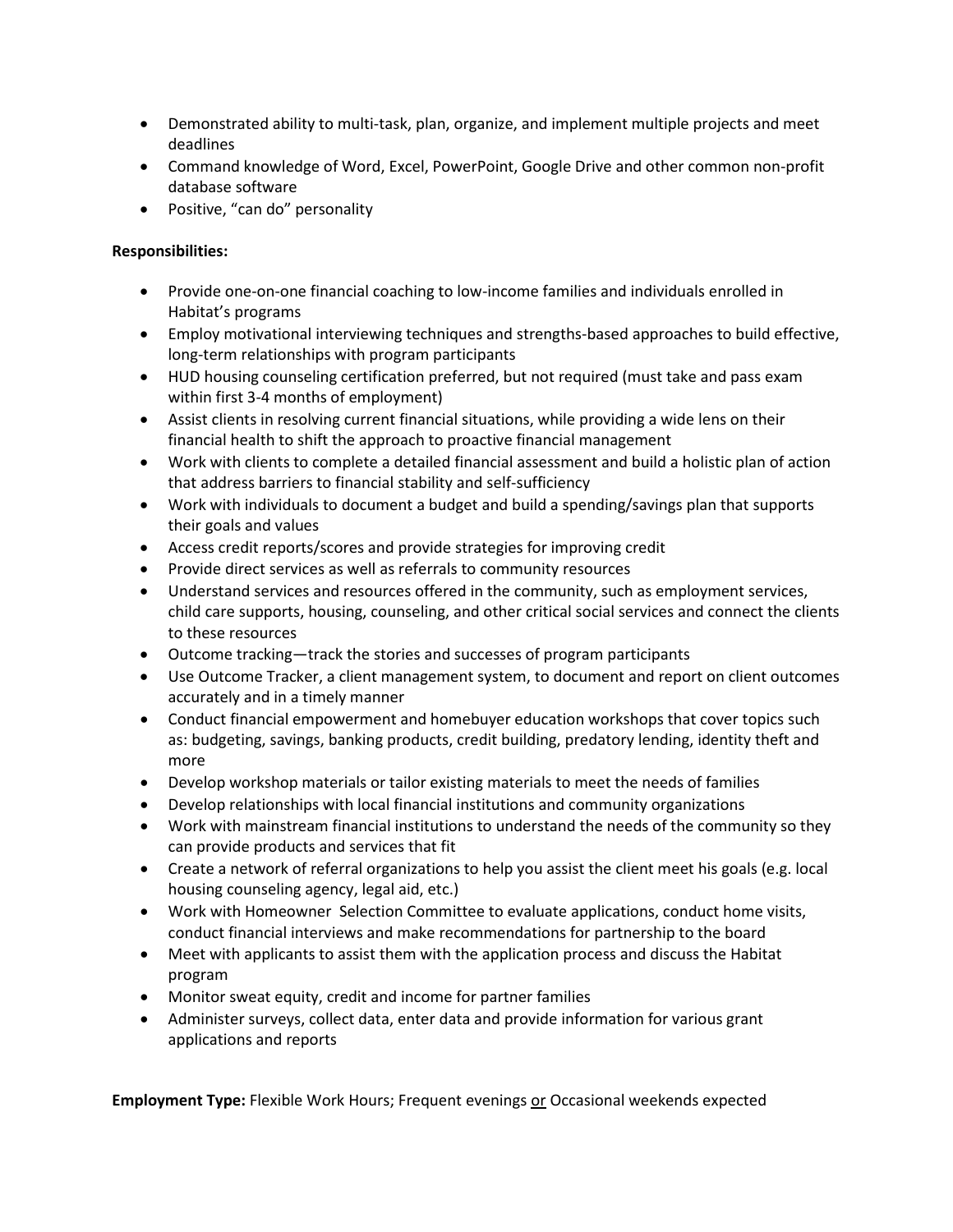- Demonstrated ability to multi-task, plan, organize, and implement multiple projects and meet deadlines
- Command knowledge of Word, Excel, PowerPoint, Google Drive and other common non-profit database software
- Positive, "can do" personality

**Responsibilities:**

- Provide one-on-one financial coaching to low-income families and individuals enrolled in Habitat's programs
- Employ motivational interviewing techniques and strengths-based approaches to build effective, long-term relationships with program participants
- HUD housing counseling certification preferred, but not required (must take and pass exam within first 3-4 months of employment)
- Assist clients in resolving current financial situations, while providing a wide lens on their financial health to shift the approach to proactive financial management
- Work with clients to complete a detailed financial assessment and build a holistic plan of action that address barriers to financial stability and self-sufficiency
- Work with individuals to document a budget and build a spending/savings plan that supports their goals and values
- Access credit reports/scores and provide strategies for improving credit
- Provide direct services as well as referrals to community resources
- Understand services and resources offered in the community, such as employment services, child care supports, housing, counseling, and other critical social services and connect the clients to these resources
- Outcome tracking—track the stories and successes of program participants
- Use Outcome Tracker, a client management system, to document and report on client outcomes accurately and in a timely manner
- Conduct financial empowerment and homebuyer education workshops that cover topics such as: budgeting, savings, banking products, credit building, predatory lending, identity theft and more
- Develop workshop materials or tailor existing materials to meet the needs of families
- Develop relationships with local financial institutions and community organizations
- Work with mainstream financial institutions to understand the needs of the community so they can provide products and services that fit
- Create a network of referral organizations to help you assist the client meet his goals (e.g. local housing counseling agency, legal aid, etc.)
- Work with Homeowner Selection Committee to evaluate applications, conduct home visits, conduct financial interviews and make recommendations for partnership to the board
- Meet with applicants to assist them with the application process and discuss the Habitat program
- Monitor sweat equity, credit and income for partner families
- Administer surveys, collect data, enter data and provide information for various grant applications and reports

**Employment Type:** Flexible Work Hours; Frequent evenings <u>or</u> Occasional weekends expected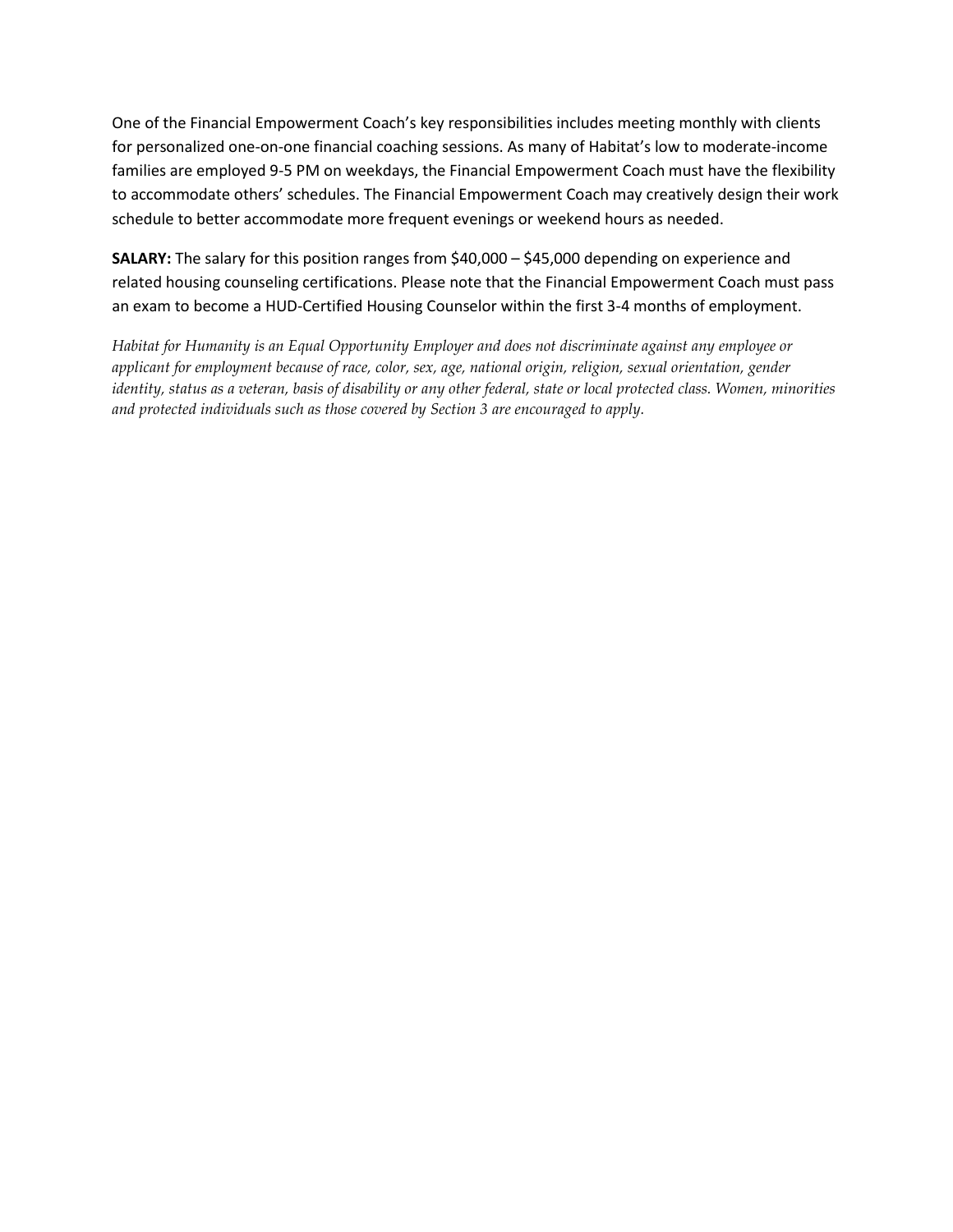One of the Financial Empowerment Coach's key responsibilities includes meeting monthly with clients for personalized one-on-one financial coaching sessions. As many of Habitat's low to moderate-income families are employed 9-5 PM on weekdays, the Financial Empowerment Coach must have the flexibility to accommodate others' schedules. The Financial Empowerment Coach may creatively design their work schedule to better accommodate more frequent evenings or weekend hours as needed.

**SALARY:** The salary for this position ranges from $40,000 – $45,000 depending on experience and related housing counseling certifications. Please note that the Financial Empowerment Coach must pass an exam to become a HUD-Certified Housing Counselor within the first 3-4 months of employment.

*Habitat for Humanity is an Equal Opportunity Employer and does not discriminate against any employee or applicant for employment because of race, color, sex, age, national origin, religion, sexual orientation, gender identity, status as a veteran, basis of disability or any other federal, state or local protected class. Women, minorities and protected individuals such as those covered by Section 3 are encouraged to apply.*